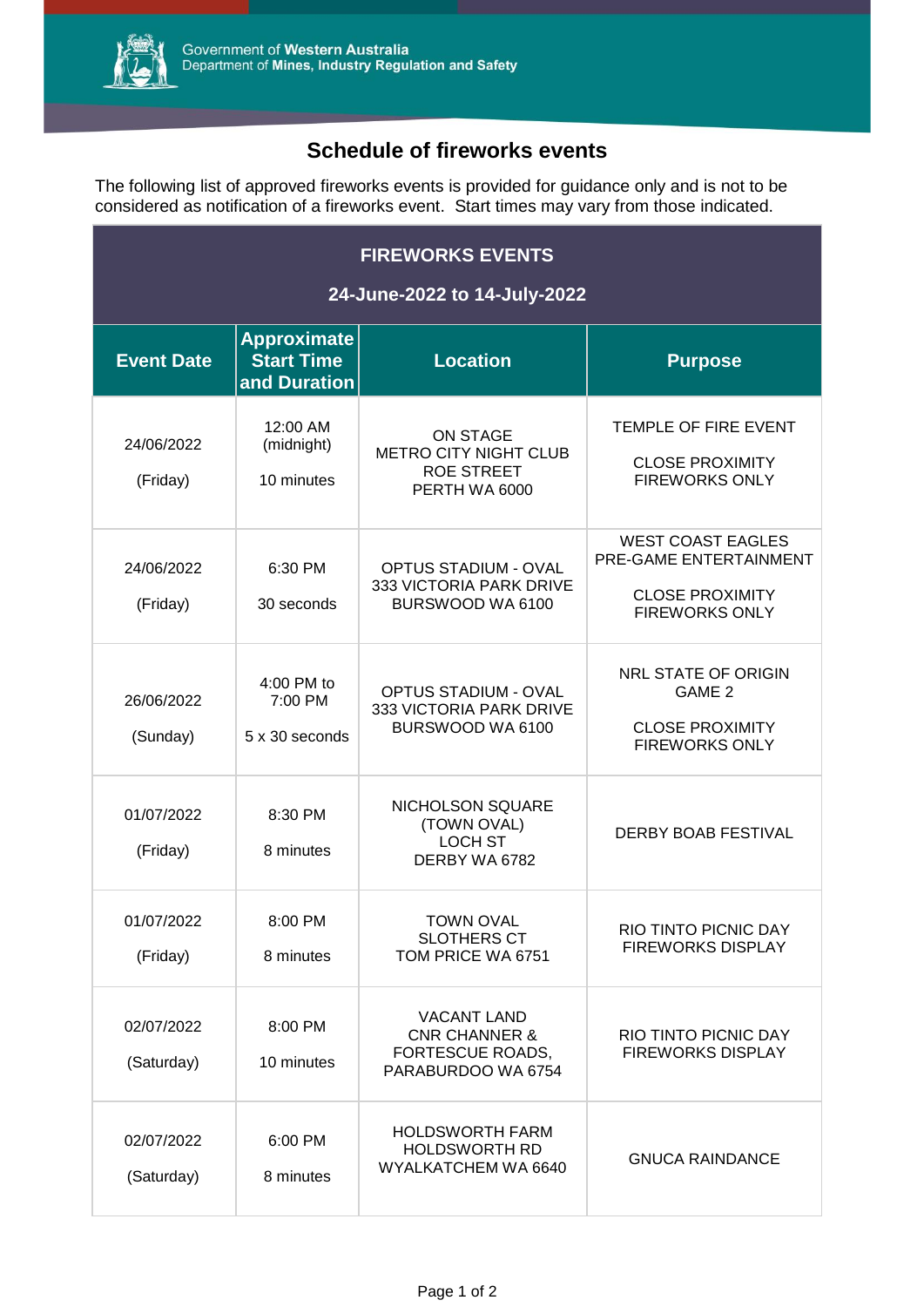Government of **Western Australia**
Department of **Mines, Industry Regulation and Safety**

# Schedule of fireworks events

The following list of approved fireworks events is provided for guidance only and is not to be considered as notification of a fireworks event. Start times may vary from those indicated.

| **FIREWORKS EVENTS<br>24-June-2022 to 14-July-2022** | | | |
|---|---|---|---|
| **Event Date** | **Approximate Start Time and Duration** | **Location** | **Purpose** |
| 24/06/2022<br>(Friday) | 12:00 AM (midnight)<br>10 minutes | ON STAGE<br>METRO CITY NIGHT CLUB<br>ROE STREET<br>PERTH WA 6000 | TEMPLE OF FIRE EVENT<br>CLOSE PROXIMITY FIREWORKS ONLY |
| 24/06/2022<br>(Friday) | 6:30 PM<br>30 seconds | OPTUS STADIUM - OVAL<br>333 VICTORIA PARK DRIVE<br>BURSWOOD WA 6100 | WEST COAST EAGLES PRE-GAME ENTERTAINMENT<br>CLOSE PROXIMITY FIREWORKS ONLY |
| 26/06/2022<br>(Sunday) | 4:00 PM to 7:00 PM<br>5 x 30 seconds | OPTUS STADIUM - OVAL<br>333 VICTORIA PARK DRIVE<br>BURSWOOD WA 6100 | NRL STATE OF ORIGIN GAME 2<br>CLOSE PROXIMITY FIREWORKS ONLY |
| 01/07/2022<br>(Friday) | 8:30 PM<br>8 minutes | NICHOLSON SQUARE (TOWN OVAL)<br>LOCH ST<br>DERBY WA 6782 | DERBY BOAB FESTIVAL |
| 01/07/2022<br>(Friday) | 8:00 PM<br>8 minutes | TOWN OVAL<br>SLOTHERS CT<br>TOM PRICE WA 6751 | RIO TINTO PICNIC DAY FIREWORKS DISPLAY |
| 02/07/2022<br>(Saturday) | 8:00 PM<br>10 minutes | VACANT LAND<br>CNR CHANNER & FORTESCUE ROADS,<br>PARABURDOO WA 6754 | RIO TINTO PICNIC DAY FIREWORKS DISPLAY |
| 02/07/2022<br>(Saturday) | 6:00 PM<br>8 minutes | HOLDSWORTH FARM<br>HOLDSWORTH RD<br>WYALKATCHEM WA 6640 | GNUCA RAINDANCE |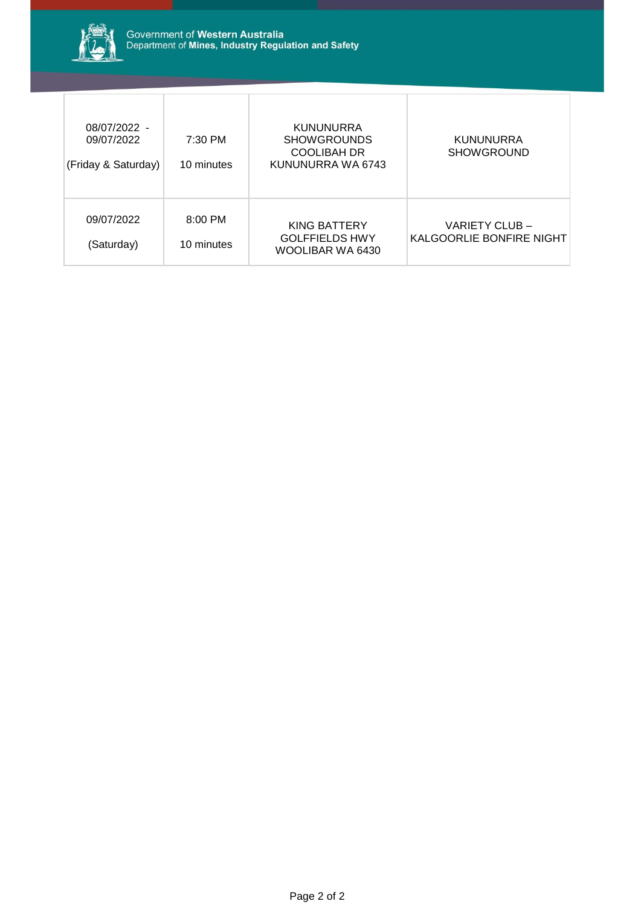| | | | |
|---|---|---|---|
| 08/07/2022 - 09/07/2022 (Friday & Saturday) | 7:30 PM 10 minutes | KUNUNURRA SHOWGROUNDS COOLIBAH DR KUNUNURRA WA 6743 | KUNUNURRA SHOWGROUND |
| 09/07/2022 (Saturday) | 8:00 PM 10 minutes | KING BATTERY GOLFFIELDS HWY WOOLIBAR WA 6430 | VARIETY CLUB – KALGOORLIE BONFIRE NIGHT |